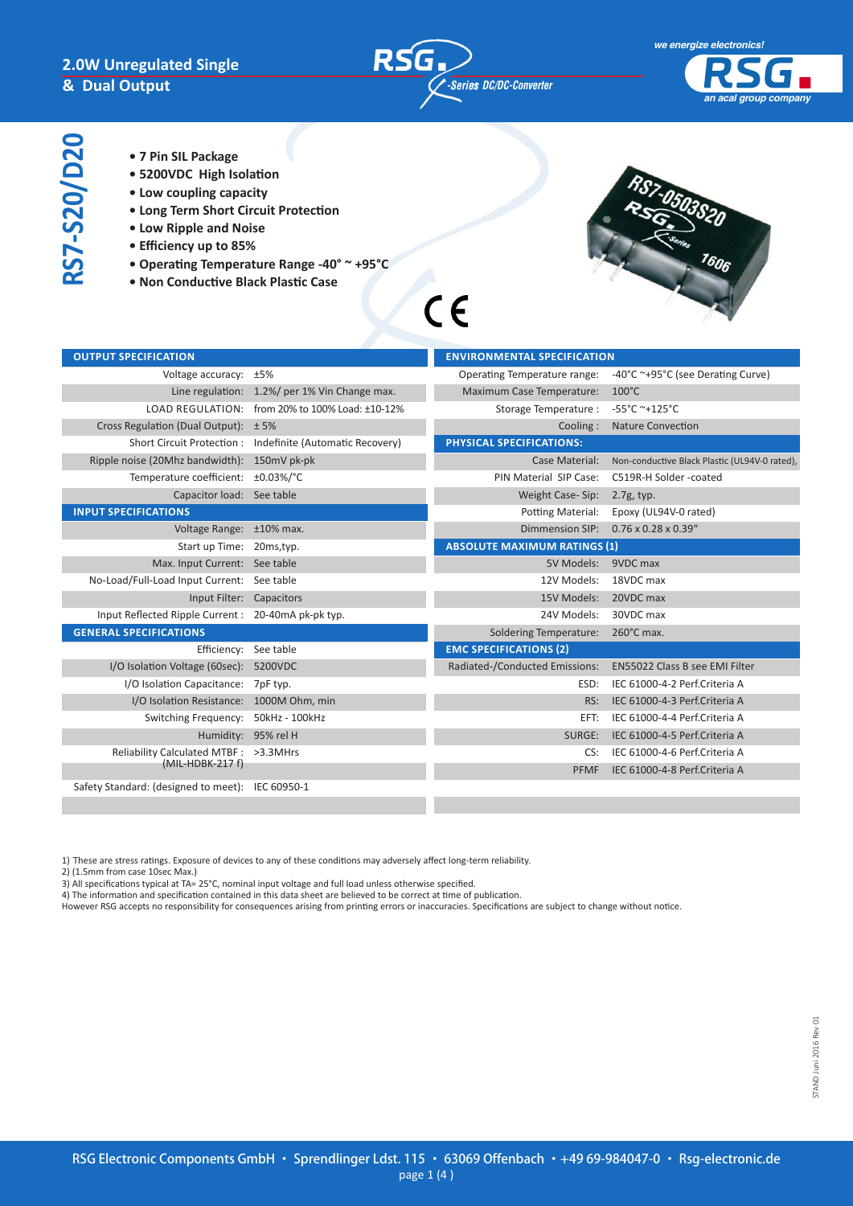# 2.0W Unregulated Single & Dual Output

RSG. -Series DC/DC-Converter

we energize electronics! RSG. an acal group company

## RS7-S20/D20

- **7 Pin SIL Package**
- **5200VDC High Isolation**
- **Low coupling capacity**
- **Long Term Short Circuit Protection**
- **Low Ripple and Noise**
- **Efficiency up to 85%**
- **Operating Temperature Range -40° ~ +95°C**
- **Non Conductive Black Plastic Case**

CE

| OUTPUT SPECIFICATION | |
|---|---|
| Voltage accuracy: | ±5% |
| Line regulation: | 1.2%/ per 1% Vin Change max. |
| LOAD REGULATION: | from 20% to 100% Load: ±10-12% |
| Cross Regulation (Dual Output): | ± 5% |
| Short Circuit Protection : | Indefinite (Automatic Recovery) |
| Ripple noise (20Mhz bandwidth): | 150mV pk-pk |
| Temperature coefficient: | ±0.03%/°C |
| Capacitor load: | See table |
| **INPUT SPECIFICATIONS** | |
| Voltage Range: | ±10% max. |
| Start up Time: | 20ms,typ. |
| Max. Input Current: | See table |
| No-Load/Full-Load Input Current: | See table |
| Input Filter: | Capacitors |
| Input Reflected Ripple Current : | 20-40mA pk-pk typ. |
| **GENERAL SPECIFICATIONS** | |
| Efficiency: | See table |
| I/O Isolation Voltage (60sec): | 5200VDC |
| I/O Isolation Capacitance: | 7pF typ. |
| I/O Isolation Resistance: | 1000M Ohm, min |
| Switching Frequency: | 50kHz - 100kHz |
| Humidity: | 95% rel H |
| Reliability Calculated MTBF : (MIL-HDBK-217 f) | >3.3MHrs |
| Safety Standard: (designed to meet): | IEC 60950-1 |

| ENVIRONMENTAL SPECIFICATION | |
|---|---|
| Operating Temperature range: | -40°C ~+95°C (see Derating Curve) |
| Maximum Case Temperature: | 100°C |
| Storage Temperature : | -55°C ~+125°C |
| Cooling : | Nature Convection |
| **PHYSICAL SPECIFICATIONS:** | |
| Case Material: | Non-conductive Black Plastic (UL94V-0 rated), |
| PIN Material SIP Case: | C519R-H Solder -coated |
| Weight Case- Sip: | 2.7g, typ. |
| Potting Material: | Epoxy (UL94V-0 rated) |
| Dimension SIP: | 0.76 x 0.28 x 0.39" |
| **ABSOLUTE MAXIMUM RATINGS (1)** | |
| 5V Models: | 9VDC max |
| 12V Models: | 18VDC max |
| 15V Models: | 20VDC max |
| 24V Models: | 30VDC max |
| Soldering Temperature: | 260°C max. |
| **EMC SPECIFICATIONS (2)** | |
| Radiated-/Conducted Emissions: | EN55022 Class B see EMI Filter |
| ESD: | IEC 61000-4-2 Perf.Criteria A |
| RS: | IEC 61000-4-3 Perf.Criteria A |
| EFT: | IEC 61000-4-4 Perf.Criteria A |
| SURGE: | IEC 61000-4-5 Perf.Criteria A |
| CS: | IEC 61000-4-6 Perf.Criteria A |
| PFMF | IEC 61000-4-8 Perf.Criteria A |

1) These are stress ratings. Exposure of devices to any of these conditions may adversely affect long-term reliability.
2) (1.5mm from case 10sec Max.)
3) All specifications typical at TA= 25°C, nominal input voltage and full load unless otherwise specified.
4) The information and specification contained in this data sheet are believed to be correct at time of publication.
However RSG accepts no responsibility for consequences arising from printing errors or inaccuracies. Specifications are subject to change without notice.

STAND Juni 2016 Rev 01

RSG Electronic Components GmbH • Sprendlinger Ldst. 115 • 63069 Offenbach • +49 69-984047-0 • Rsg-electronic.de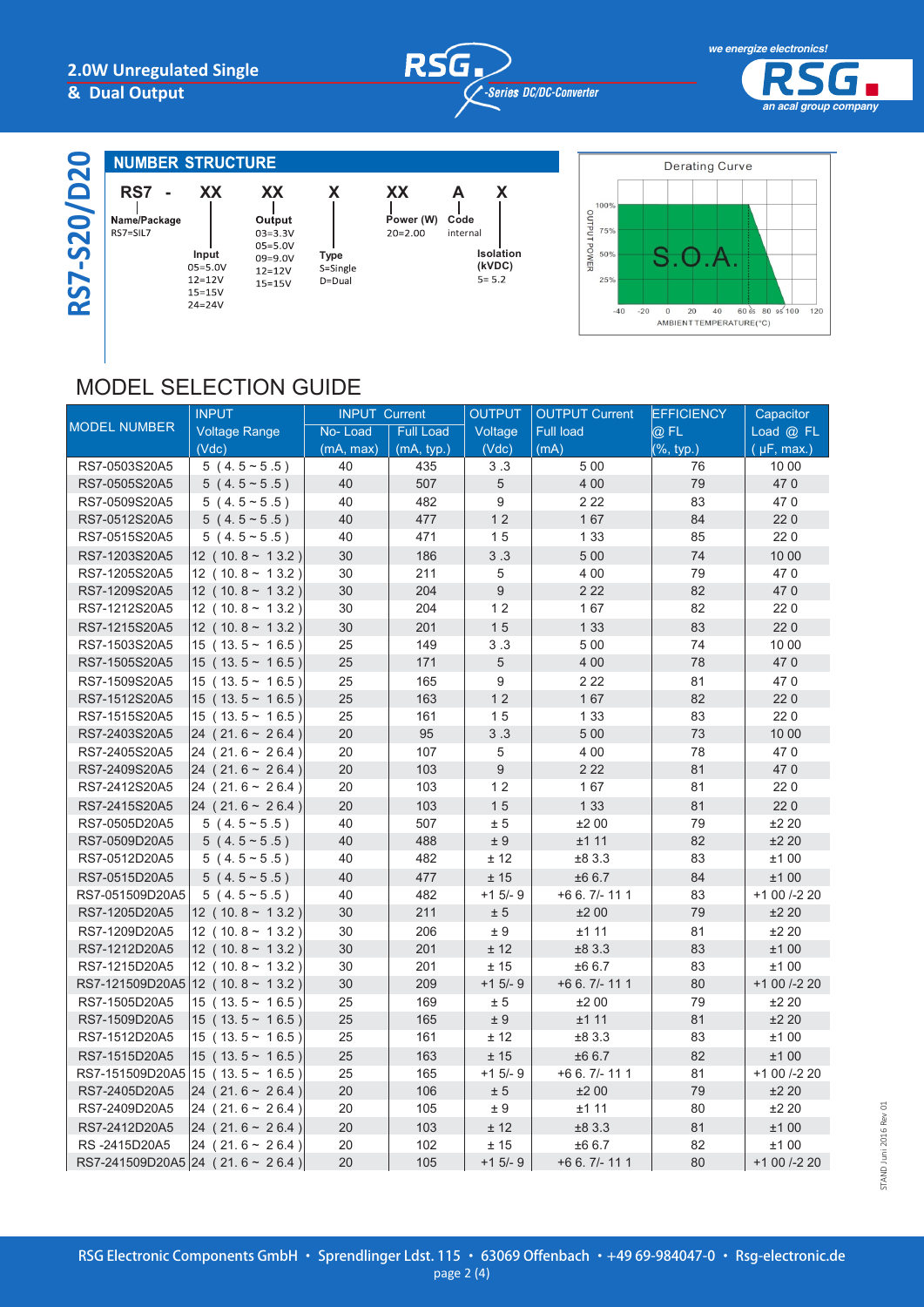# RS7-S20/D20

## 2.0W Unregulated Single & Dual Output

*-Series DC/DC-Converter*

### NUMBER STRUCTURE

RS7 - XX XX X XX A X

- **Name/Package**: RS7=SIL7
- **Input**: 05=5.0V, 12=12V, 15=15V, 24=24V
- **Output**: 03=3.3V, 05=5.0V, 09=9.0V, 12=12V, 15=15V
- **Type**: S=Single, D=Dual
- **Power (W)**: 20=2.00
- **Code**: internal
- **Isolation (kVDC)**: 5= 5.2

Derating Curve

OUTPUT POWER: 100%, 75%, 50%, 25%

S.O.A.

AMBIENT TEMPERATURE(°C): -40, -20, 0, 20, 40, 60 65, 80 95 100, 120

## MODEL SELECTION GUIDE

| MODEL NUMBER | INPUT Voltage Range (Vdc) | INPUT Current No- Load (mA, max) | INPUT Current Full Load (mA, typ.) | OUTPUT Voltage (Vdc) | OUTPUT Current Full load (mA) | EFFICIENCY @ FL (%, typ.) | Capacitor Load @ FL ( µF, max.) |
|---|---|---|---|---|---|---|---|
| RS7-0503S20A5 | 5 ( 4.5 ~ 5.5 ) | 40 | 435 | 3.3 | 500 | 76 | 1000 |
| RS7-0505S20A5 | 5 ( 4.5 ~ 5.5 ) | 40 | 507 | 5 | 400 | 79 | 470 |
| RS7-0509S20A5 | 5 ( 4.5 ~ 5.5 ) | 40 | 482 | 9 | 222 | 83 | 470 |
| RS7-0512S20A5 | 5 ( 4.5 ~ 5.5 ) | 40 | 477 | 12 | 167 | 84 | 220 |
| RS7-0515S20A5 | 5 ( 4.5 ~ 5.5 ) | 40 | 471 | 15 | 133 | 85 | 220 |
| RS7-1203S20A5 | 12 ( 10.8 ~ 13.2 ) | 30 | 186 | 3.3 | 500 | 74 | 1000 |
| RS7-1205S20A5 | 12 ( 10.8 ~ 13.2 ) | 30 | 211 | 5 | 400 | 79 | 470 |
| RS7-1209S20A5 | 12 ( 10.8 ~ 13.2 ) | 30 | 204 | 9 | 222 | 82 | 470 |
| RS7-1212S20A5 | 12 ( 10.8 ~ 13.2 ) | 30 | 204 | 12 | 167 | 82 | 220 |
| RS7-1215S20A5 | 12 ( 10.8 ~ 13.2 ) | 30 | 201 | 15 | 133 | 83 | 220 |
| RS7-1503S20A5 | 15 ( 13.5 ~ 16.5 ) | 25 | 149 | 3.3 | 500 | 74 | 1000 |
| RS7-1505S20A5 | 15 ( 13.5 ~ 16.5 ) | 25 | 171 | 5 | 400 | 78 | 470 |
| RS7-1509S20A5 | 15 ( 13.5 ~ 16.5 ) | 25 | 165 | 9 | 222 | 81 | 470 |
| RS7-1512S20A5 | 15 ( 13.5 ~ 16.5 ) | 25 | 163 | 12 | 167 | 82 | 220 |
| RS7-1515S20A5 | 15 ( 13.5 ~ 16.5 ) | 25 | 161 | 15 | 133 | 83 | 220 |
| RS7-2403S20A5 | 24 ( 21.6 ~ 26.4 ) | 20 | 95 | 3.3 | 500 | 73 | 1000 |
| RS7-2405S20A5 | 24 ( 21.6 ~ 26.4 ) | 20 | 107 | 5 | 400 | 78 | 470 |
| RS7-2409S20A5 | 24 ( 21.6 ~ 26.4 ) | 20 | 103 | 9 | 222 | 81 | 470 |
| RS7-2412S20A5 | 24 ( 21.6 ~ 26.4 ) | 20 | 103 | 12 | 167 | 81 | 220 |
| RS7-2415S20A5 | 24 ( 21.6 ~ 26.4 ) | 20 | 103 | 15 | 133 | 81 | 220 |
| RS7-0505D20A5 | 5 ( 4.5 ~ 5.5 ) | 40 | 507 | ± 5 | ±200 | 79 | ±220 |
| RS7-0509D20A5 | 5 ( 4.5 ~ 5.5 ) | 40 | 488 | ± 9 | ±111 | 82 | ±220 |
| RS7-0512D20A5 | 5 ( 4.5 ~ 5.5 ) | 40 | 482 | ± 12 | ±83.3 | 83 | ±100 |
| RS7-0515D20A5 | 5 ( 4.5 ~ 5.5 ) | 40 | 477 | ± 15 | ±66.7 | 84 | ±100 |
| RS7-051509D20A5 | 5 ( 4.5 ~ 5.5 ) | 40 | 482 | +15/- 9 | +66.7/- 111 | 83 | +100 /-220 |
| RS7-1205D20A5 | 12 ( 10.8 ~ 13.2 ) | 30 | 211 | ± 5 | ±200 | 79 | ±220 |
| RS7-1209D20A5 | 12 ( 10.8 ~ 13.2 ) | 30 | 206 | ± 9 | ±111 | 81 | ±220 |
| RS7-1212D20A5 | 12 ( 10.8 ~ 13.2 ) | 30 | 201 | ± 12 | ±83.3 | 83 | ±100 |
| RS7-1215D20A5 | 12 ( 10.8 ~ 13.2 ) | 30 | 201 | ± 15 | ±66.7 | 83 | ±100 |
| RS7-121509D20A5 | 12 ( 10.8 ~ 13.2 ) | 30 | 209 | +15/- 9 | +66.7/- 111 | 80 | +100 /-220 |
| RS7-1505D20A5 | 15 ( 13.5 ~ 16.5 ) | 25 | 169 | ± 5 | ±200 | 79 | ±220 |
| RS7-1509D20A5 | 15 ( 13.5 ~ 16.5 ) | 25 | 165 | ± 9 | ±111 | 81 | ±220 |
| RS7-1512D20A5 | 15 ( 13.5 ~ 16.5 ) | 25 | 161 | ± 12 | ±83.3 | 83 | ±100 |
| RS7-1515D20A5 | 15 ( 13.5 ~ 16.5 ) | 25 | 163 | ± 15 | ±66.7 | 82 | ±100 |
| RS7-151509D20A5 | 15 ( 13.5 ~ 16.5 ) | 25 | 165 | +15/- 9 | +66.7/- 111 | 81 | +100 /-220 |
| RS7-2405D20A5 | 24 ( 21.6 ~ 26.4 ) | 20 | 106 | ± 5 | ±200 | 79 | ±220 |
| RS7-2409D20A5 | 24 ( 21.6 ~ 26.4 ) | 20 | 105 | ± 9 | ±111 | 80 | ±220 |
| RS7-2412D20A5 | 24 ( 21.6 ~ 26.4 ) | 20 | 103 | ± 12 | ±83.3 | 81 | ±100 |
| RS -2415D20A5 | 24 ( 21.6 ~ 26.4 ) | 20 | 102 | ± 15 | ±66.7 | 82 | ±100 |
| RS7-241509D20A5 | 24 ( 21.6 ~ 26.4 ) | 20 | 105 | +15/- 9 | +66.7/- 111 | 80 | +100 /-220 |

STAND Juni 2016 Rev 01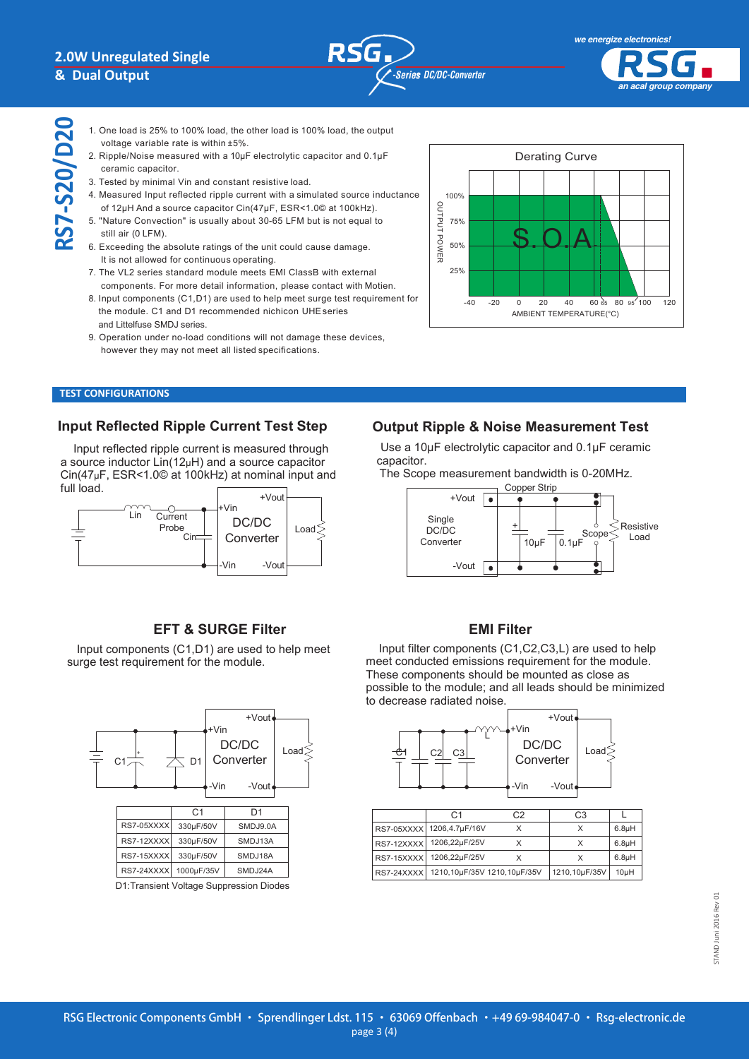1. One load is 25% to 100% load, the other load is 100% load, the output voltage variable rate is within ±5%.
2. Ripple/Noise measured with a 10µF electrolytic capacitor and 0.1µF ceramic capacitor.
3. Tested by minimal Vin and constant resistive load.
4. Measured Input reflected ripple current with a simulated source inductance of 12µH And a source capacitor Cin(47µF, ESR<1.0© at 100kHz).
5. "Nature Convection" is usually about 30-65 LFM but is not equal to still air (0 LFM).
6. Exceeding the absolute ratings of the unit could cause damage. It is not allowed for continuous operating.
7. The VL2 series standard module meets EMI ClassB with external components. For more detail information, please contact with Motien.
8. Input components (C1,D1) are used to help meet surge test requirement for the module. C1 and D1 recommended nichicon UHE series and Littelfuse SMDJ series.
9. Operation under no-load conditions will not damage these devices, however they may not meet all listed specifications.

Derating Curve

## TEST CONFIGURATIONS

### Input Reflected Ripple Current Test Step

Input reflected ripple current is measured through a source inductor Lin(12µH) and a source capacitor Cin(47µF, ESR<1.0© at 100kHz) at nominal input and full load.

### Output Ripple & Noise Measurement Test

Use a 10µF electrolytic capacitor and 0.1µF ceramic capacitor.
The Scope measurement bandwidth is 0-20MHz.

### EFT & SURGE Filter

Input components (C1,D1) are used to help meet surge test requirement for the module.

| | C1 | D1 |
|---|---|---|
| RS7-05XXXX | 330µF/50V | SMDJ9.0A |
| RS7-12XXXX | 330µF/50V | SMDJ13A |
| RS7-15XXXX | 330µF/50V | SMDJ18A |
| RS7-24XXXX | 1000µF/35V | SMDJ24A |

D1:Transient Voltage Suppression Diodes

### EMI Filter

Input filter components (C1,C2,C3,L) are used to help meet conducted emissions requirement for the module. These components should be mounted as close as possible to the module; and all leads should be minimized to decrease radiated noise.

| | C1 | C2 | C3 | L |
|---|---|---|---|---|
| RS7-05XXXX | 1206,4.7µF/16V | X | X | 6.8µH |
| RS7-12XXXX | 1206,22µF/25V | X | X | 6.8µH |
| RS7-15XXXX | 1206,22µF/25V | X | X | 6.8µH |
| RS7-24XXXX | 1210,10µF/35V | 1210,10µF/35V | 1210,10µF/35V | 10µH |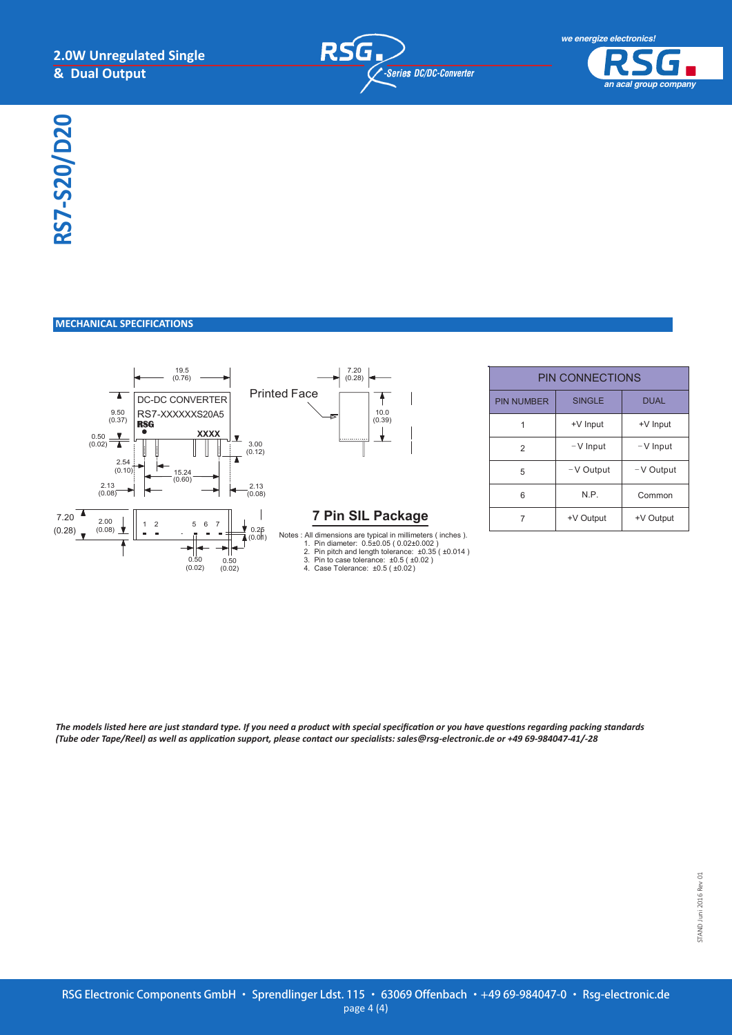# RS7-S20/D20

## MECHANICAL SPECIFICATIONS

19.5
(0.76)

7.20
(0.28)

Printed Face

DC-DC CONVERTER
RS7-XXXXXXS20A5
RSG
XXXX

9.50
(0.37)

10.0
(0.39)

0.50
(0.02)

3.00
(0.12)

2.54
(0.10)

15.24
(0.60)

2.13
(0.08)

2.13
(0.08)

7.20
(0.28)

2.00
(0.08)

1 2 5 6 7

0.25
(0.01)

0.50
(0.02)

0.50
(0.02)

**7 Pin SIL Package**

Notes : All dimensions are typical in millimeters ( inches ).
1. Pin diameter: 0.5±0.05 ( 0.02±0.002 )
2. Pin pitch and length tolerance: ±0.35 ( ±0.014 )
3. Pin to case tolerance: ±0.5 ( ±0.02 )
4. Case Tolerance: ±0.5 ( ±0.02 )

| PIN CONNECTIONS | | |
|---|---|---|
| PIN NUMBER | SINGLE | DUAL |
| 1 | +V Input | +V Input |
| 2 | −V Input | −V Input |
| 5 | −V Output | −V Output |
| 6 | N.P. | Common |
| 7 | +V Output | +V Output |

*The models listed here are just standard type. If you need a product with special specification or you have questions regarding packing standards (Tube oder Tape/Reel) as well as application support, please contact our specialists: sales@rsg-electronic.de or +49 69-984047-41/-28*

STAND Juni 2016 Rev 01